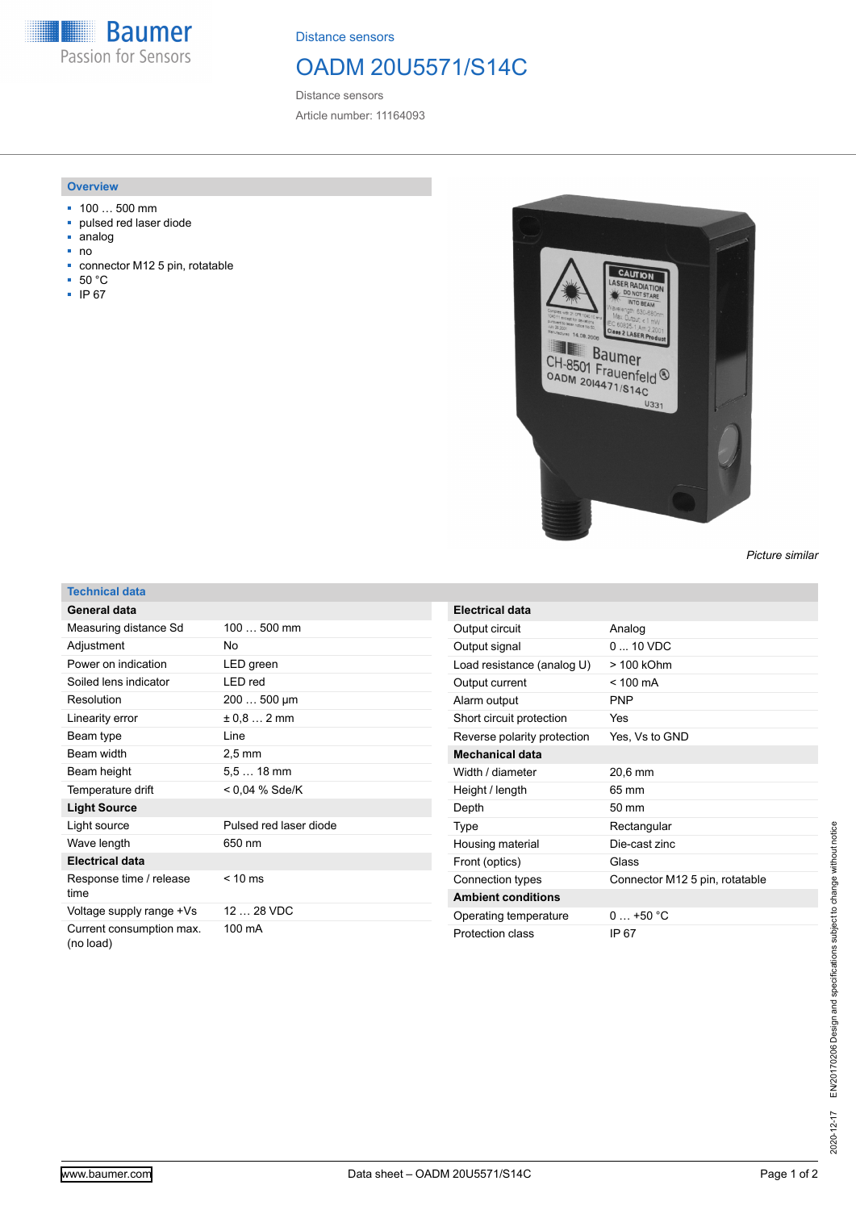Distance sensors

# OADM 20U5571/S14C

Distance sensors

Article number: 11164093

## Overview

- 100 … 500 mm
- pulsed red laser diode
- analog
- no
- connector M12 5 pin, rotatable
- 50 °C
- IP 67

*Picture similar*

## Technical data

| General data | |
|---|---|
| Measuring distance Sd | 100 … 500 mm |
| Adjustment | No |
| Power on indication | LED green |
| Soiled lens indicator | LED red |
| Resolution | 200 … 500 µm |
| Linearity error | ± 0,8 … 2 mm |
| Beam type | Line |
| Beam width | 2,5 mm |
| Beam height | 5,5 … 18 mm |
| Temperature drift | < 0,04 % Sde/K |
| **Light Source** | |
| Light source | Pulsed red laser diode |
| Wave length | 650 nm |
| **Electrical data** | |
| Response time / release time | < 10 ms |
| Voltage supply range +Vs | 12 … 28 VDC |
| Current consumption max. (no load) | 100 mA |

| Electrical data | |
|---|---|
| Output circuit | Analog |
| Output signal | 0 ... 10 VDC |
| Load resistance (analog U) | > 100 kOhm |
| Output current | < 100 mA |
| Alarm output | PNP |
| Short circuit protection | Yes |
| Reverse polarity protection | Yes, Vs to GND |
| **Mechanical data** | |
| Width / diameter | 20,6 mm |
| Height / length | 65 mm |
| Depth | 50 mm |
| Type | Rectangular |
| Housing material | Die-cast zinc |
| Front (optics) | Glass |
| Connection types | Connector M12 5 pin, rotatable |
| **Ambient conditions** | |
| Operating temperature | 0 … +50 °C |
| Protection class | IP 67 |

2020-12-17 EN20170206 Design and specifications subject to change without notice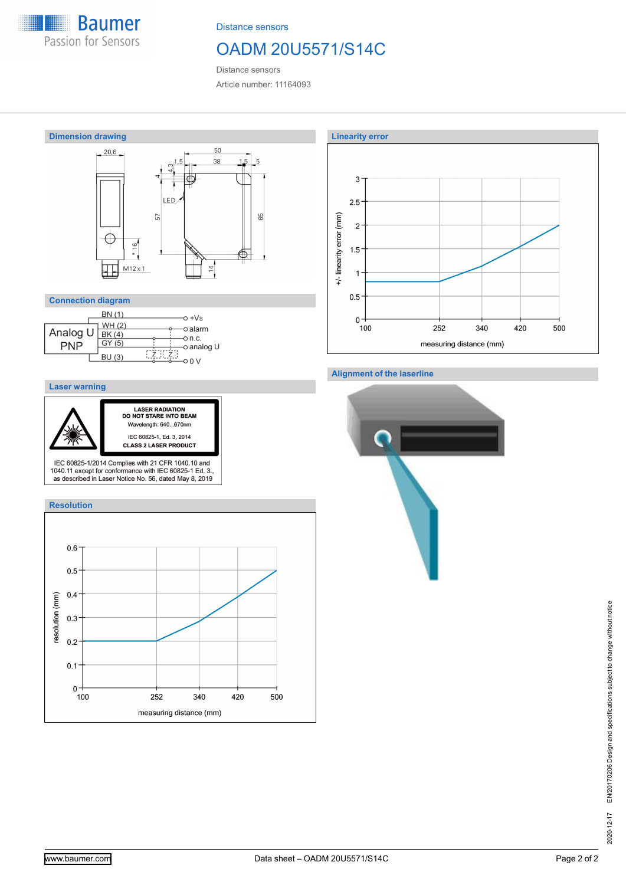Distance sensors

# OADM 20U5571/S14C

Distance sensors

Article number: 11164093

## Dimension drawing

20,6
50
38
1,5
1,5
5
4,3
4
LED
57
65
* 16
M12 x 1
14

## Connection diagram

Analog U
PNP

BN (1) — +Vs
WH (2) — alarm
BK (4) — n.c.
GY (5) — analog U
BU (3) — 0 V

Z Z

## Laser warning

LASER RADIATION
DO NOT STARE INTO BEAM
Wavelength: 640...670nm

IEC 60825-1, Ed. 3, 2014
CLASS 2 LASER PRODUCT

IEC 60825-1/2014 Complies with 21 CFR 1040.10 and 1040.11 except for conformance with IEC 60825-1 Ed. 3., as described in Laser Notice No. 56, dated May 8, 2019

## Resolution

resolution (mm)

0.6
0.5
0.4
0.3
0.2
0.1
0

100
252
340
420
500

measuring distance (mm)

## Linearity error

+/- linearity error (mm)

3
2.5
2
1.5
1
0.5
0

100
252
340
420
500

measuring distance (mm)

## Alignment of the laserline

2020-12-17 EN20170206 Design and specifications subject to change without notice